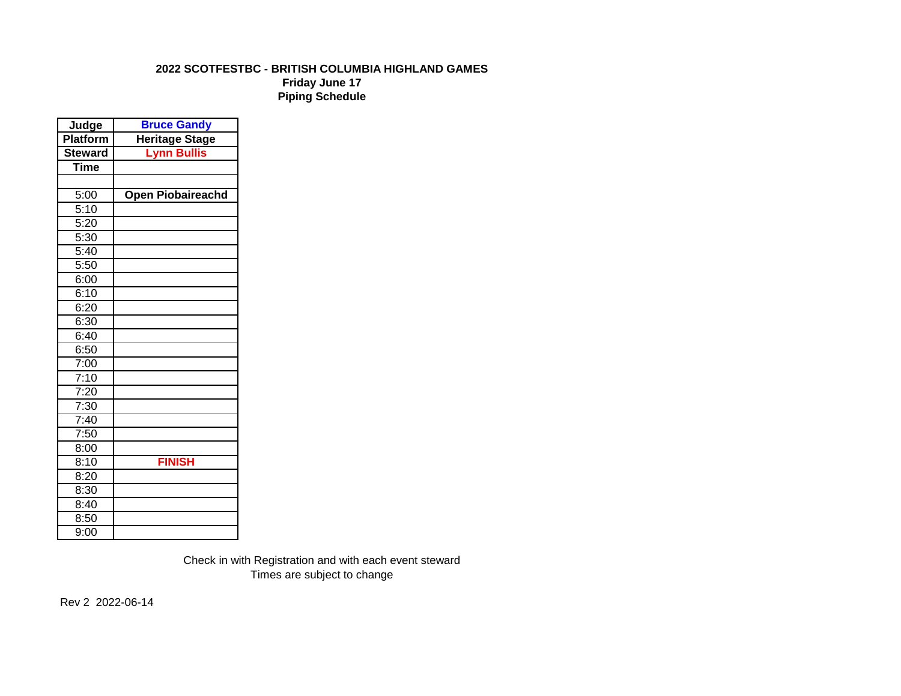**2022 SCOTFESTBC - BRITISH COLUMBIA HIGHLAND GAMES**
**Friday June 17**
**Piping Schedule**

| Judge | Bruce Gandy |
|---|---|
| **Platform** | **Heritage Stage** |
| **Steward** | **Lynn Bullis** |
| **Time** | |
| | |
| 5:00 | **Open Piobaireachd** |
| 5:10 | |
| 5:20 | |
| 5:30 | |
| 5:40 | |
| 5:50 | |
| 6:00 | |
| 6:10 | |
| 6:20 | |
| 6:30 | |
| 6:40 | |
| 6:50 | |
| 7:00 | |
| 7:10 | |
| 7:20 | |
| 7:30 | |
| 7:40 | |
| 7:50 | |
| 8:00 | |
| 8:10 | **FINISH** |
| 8:20 | |
| 8:30 | |
| 8:40 | |
| 8:50 | |
| 9:00 | |

Check in with Registration and with each event steward
Times are subject to change

Rev 2 2022-06-14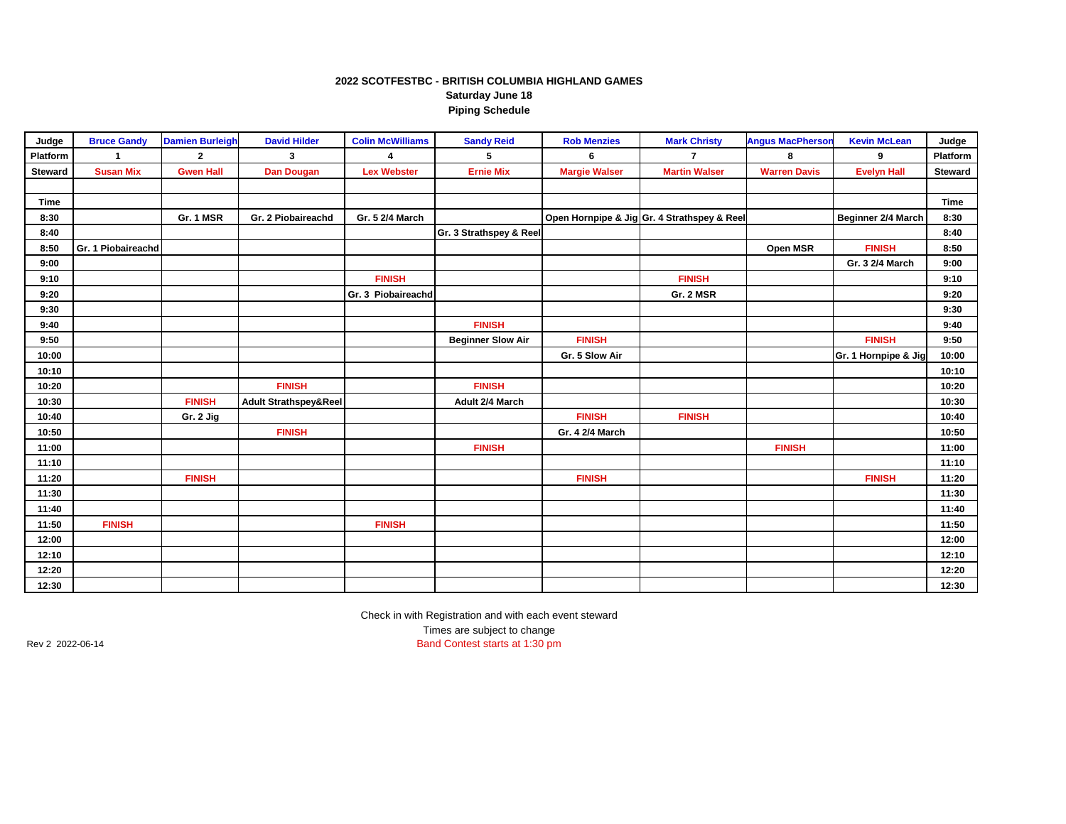**2022 SCOTFESTBC - BRITISH COLUMBIA HIGHLAND GAMES**
**Saturday June 18**
**Piping Schedule**

| Judge | Bruce Gandy | Damien Burleigh | David Hilder | Colin McWilliams | Sandy Reid | Rob Menzies | Mark Christy | Angus MacPherson | Kevin McLean | Judge |
|---|---|---|---|---|---|---|---|---|---|---|
| Platform | 1 | 2 | 3 | 4 | 5 | 6 | 7 | 8 | 9 | Platform |
| Steward | Susan Mix | Gwen Hall | Dan Dougan | Lex Webster | Ernie Mix | Margie Walser | Martin Walser | Warren Davis | Evelyn Hall | Steward |
| | | | | | | | | | | |
| Time | | | | | | | | | | Time |
| 8:30 | | Gr. 1 MSR | Gr. 2 Piobaireachd | Gr. 5 2/4 March | | Open Hornpipe & Jig | Gr. 4 Strathspey & Reel | | Beginner 2/4 March | 8:30 |
| 8:40 | | | | | Gr. 3 Strathspey & Reel | | | | | 8:40 |
| 8:50 | Gr. 1 Piobaireachd | | | | | | | Open MSR | FINISH | 8:50 |
| 9:00 | | | | | | | | | Gr. 3 2/4 March | 9:00 |
| 9:10 | | | | FINISH | | | FINISH | | | 9:10 |
| 9:20 | | | | Gr. 3 Piobaireachd | | | Gr. 2 MSR | | | 9:20 |
| 9:30 | | | | | | | | | | 9:30 |
| 9:40 | | | | | FINISH | | | | | 9:40 |
| 9:50 | | | | | Beginner Slow Air | FINISH | | | FINISH | 9:50 |
| 10:00 | | | | | | Gr. 5 Slow Air | | | Gr. 1 Hornpipe & Jig | 10:00 |
| 10:10 | | | | | | | | | | 10:10 |
| 10:20 | | | FINISH | | FINISH | | | | | 10:20 |
| 10:30 | | FINISH | Adult Strathspey&Reel | | Adult 2/4 March | | | | | 10:30 |
| 10:40 | | Gr. 2 Jig | | | | FINISH | FINISH | | | 10:40 |
| 10:50 | | | FINISH | | | Gr. 4 2/4 March | | | | 10:50 |
| 11:00 | | | | | FINISH | | | FINISH | | 11:00 |
| 11:10 | | | | | | | | | | 11:10 |
| 11:20 | | FINISH | | | | FINISH | | | FINISH | 11:20 |
| 11:30 | | | | | | | | | | 11:30 |
| 11:40 | | | | | | | | | | 11:40 |
| 11:50 | FINISH | | | FINISH | | | | | | 11:50 |
| 12:00 | | | | | | | | | | 12:00 |
| 12:10 | | | | | | | | | | 12:10 |
| 12:20 | | | | | | | | | | 12:20 |
| 12:30 | | | | | | | | | | 12:30 |

Check in with Registration and with each event steward
Times are subject to change
Band Contest starts at 1:30 pm

Rev 2 2022-06-14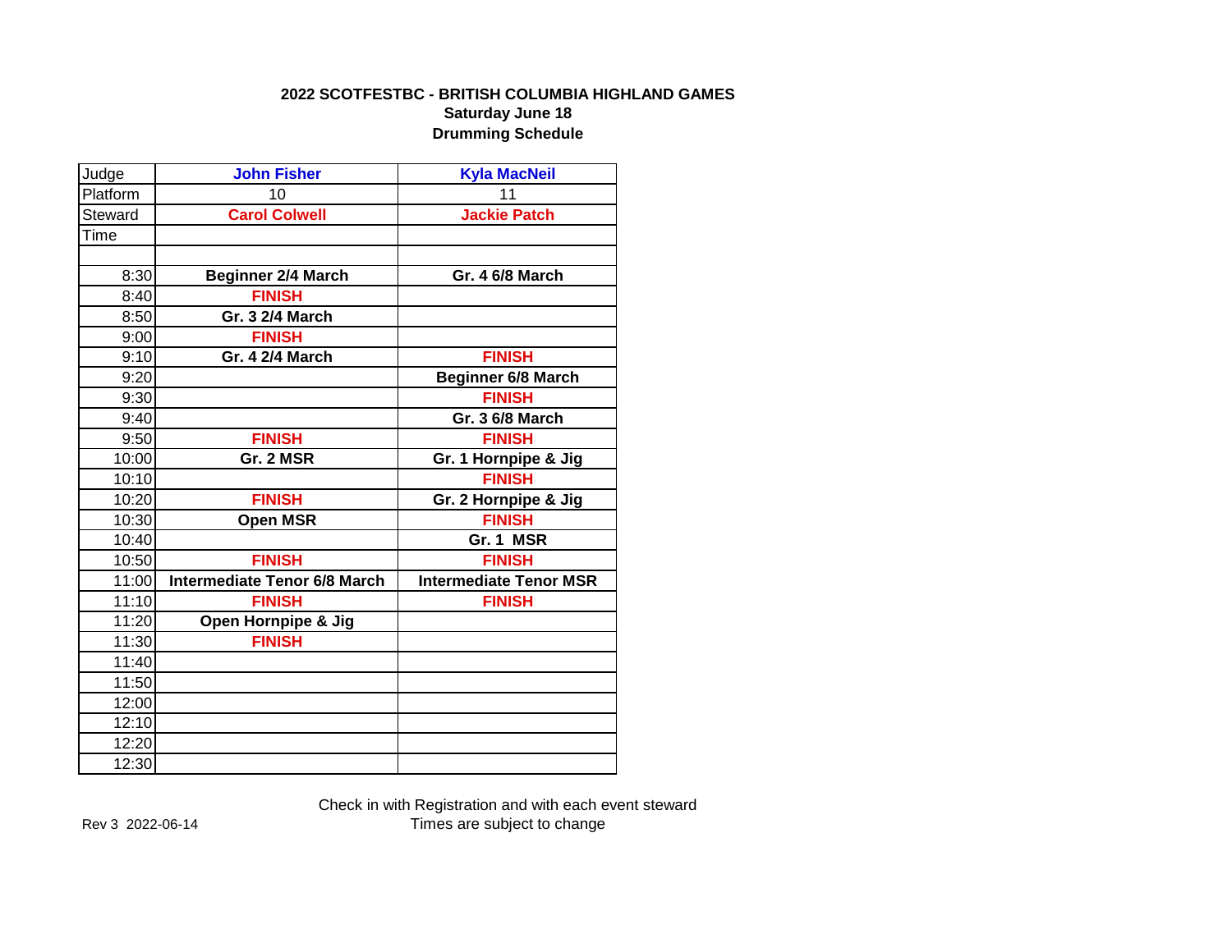**2022 SCOTFESTBC - BRITISH COLUMBIA HIGHLAND GAMES**
**Saturday June 18**
**Drumming Schedule**

| Judge | **John Fisher** | **Kyla MacNeil** |
|---|---|---|
| Platform | 10 | 11 |
| Steward | **Carol Colwell** | **Jackie Patch** |
| Time | | |
| | | |
| 8:30 | **Beginner 2/4 March** | **Gr. 4 6/8 March** |
| 8:40 | **FINISH** | |
| 8:50 | **Gr. 3 2/4 March** | |
| 9:00 | **FINISH** | |
| 9:10 | **Gr. 4 2/4 March** | **FINISH** |
| 9:20 | | **Beginner 6/8 March** |
| 9:30 | | **FINISH** |
| 9:40 | | **Gr. 3 6/8 March** |
| 9:50 | **FINISH** | **FINISH** |
| 10:00 | **Gr. 2 MSR** | **Gr. 1 Hornpipe & Jig** |
| 10:10 | | **FINISH** |
| 10:20 | **FINISH** | **Gr. 2 Hornpipe & Jig** |
| 10:30 | **Open MSR** | **FINISH** |
| 10:40 | | **Gr. 1 MSR** |
| 10:50 | **FINISH** | **FINISH** |
| 11:00 | **Intermediate Tenor 6/8 March** | **Intermediate Tenor MSR** |
| 11:10 | **FINISH** | **FINISH** |
| 11:20 | **Open Hornpipe & Jig** | |
| 11:30 | **FINISH** | |
| 11:40 | | |
| 11:50 | | |
| 12:00 | | |
| 12:10 | | |
| 12:20 | | |
| 12:30 | | |

Check in with Registration and with each event steward
Times are subject to change

Rev 3 2022-06-14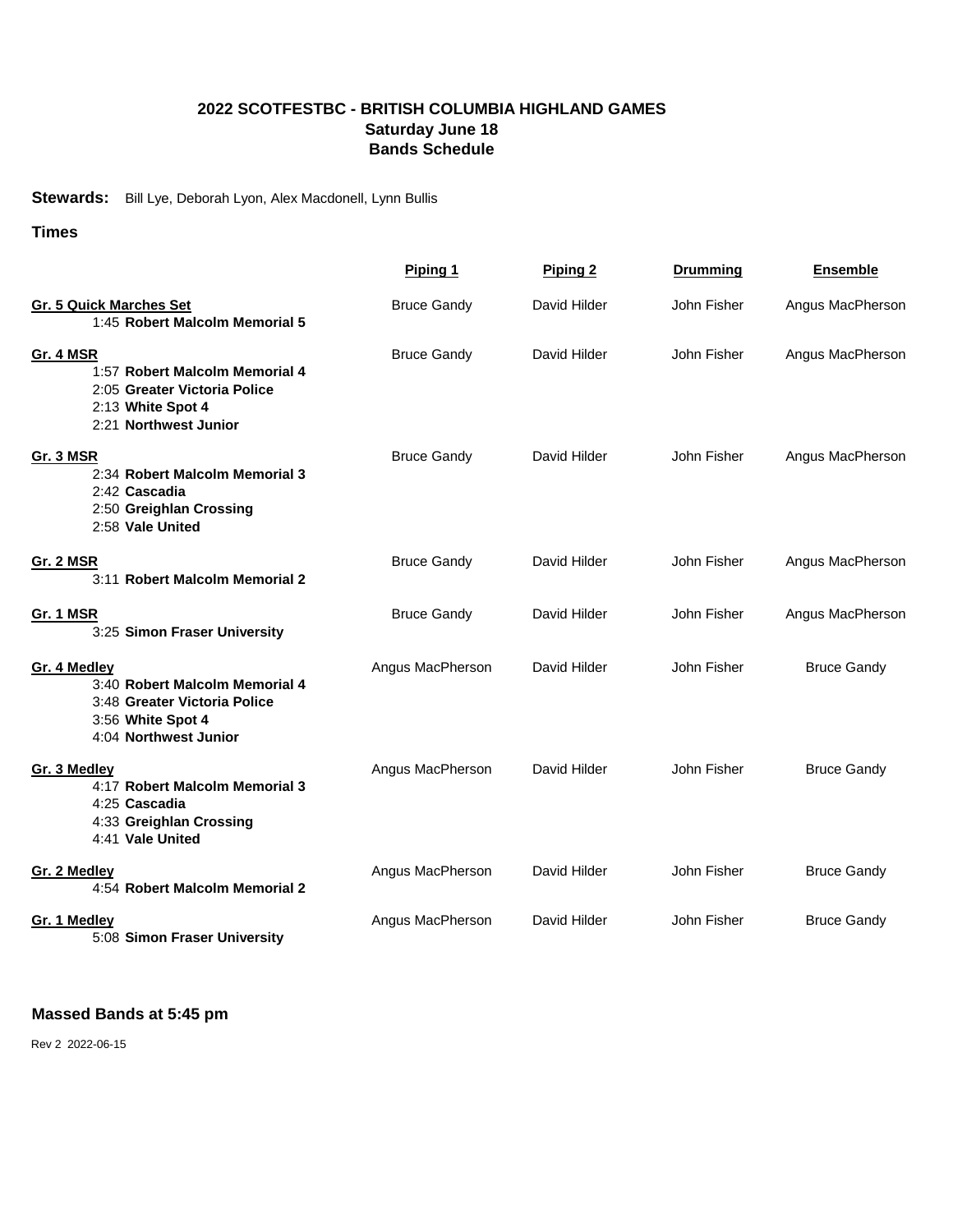# 2022 SCOTFESTBC - BRITISH COLUMBIA HIGHLAND GAMES
## Saturday June 18
## Bands Schedule

**Stewards:** Bill Lye, Deborah Lyon, Alex Macdonell, Lynn Bullis

**Times**

| | Piping 1 | Piping 2 | Drumming | Ensemble |
|---|---|---|---|---|
| **Gr. 5 Quick Marches Set** | Bruce Gandy | David Hilder | John Fisher | Angus MacPherson |
| 1:45 **Robert Malcolm Memorial 5** | | | | |
| **Gr. 4 MSR** | Bruce Gandy | David Hilder | John Fisher | Angus MacPherson |
| 1:57 **Robert Malcolm Memorial 4** | | | | |
| 2:05 **Greater Victoria Police** | | | | |
| 2:13 **White Spot 4** | | | | |
| 2:21 **Northwest Junior** | | | | |
| **Gr. 3 MSR** | Bruce Gandy | David Hilder | John Fisher | Angus MacPherson |
| 2:34 **Robert Malcolm Memorial 3** | | | | |
| 2:42 **Cascadia** | | | | |
| 2:50 **Greighlan Crossing** | | | | |
| 2:58 **Vale United** | | | | |
| **Gr. 2 MSR** | Bruce Gandy | David Hilder | John Fisher | Angus MacPherson |
| 3:11 **Robert Malcolm Memorial 2** | | | | |
| **Gr. 1 MSR** | Bruce Gandy | David Hilder | John Fisher | Angus MacPherson |
| 3:25 **Simon Fraser University** | | | | |
| **Gr. 4 Medley** | Angus MacPherson | David Hilder | John Fisher | Bruce Gandy |
| 3:40 **Robert Malcolm Memorial 4** | | | | |
| 3:48 **Greater Victoria Police** | | | | |
| 3:56 **White Spot 4** | | | | |
| 4:04 **Northwest Junior** | | | | |
| **Gr. 3 Medley** | Angus MacPherson | David Hilder | John Fisher | Bruce Gandy |
| 4:17 **Robert Malcolm Memorial 3** | | | | |
| 4:25 **Cascadia** | | | | |
| 4:33 **Greighlan Crossing** | | | | |
| 4:41 **Vale United** | | | | |
| **Gr. 2 Medley** | Angus MacPherson | David Hilder | John Fisher | Bruce Gandy |
| 4:54 **Robert Malcolm Memorial 2** | | | | |
| **Gr. 1 Medley** | Angus MacPherson | David Hilder | John Fisher | Bruce Gandy |
| 5:08 **Simon Fraser University** | | | | |

**Massed Bands at 5:45 pm**

Rev 2 2022-06-15